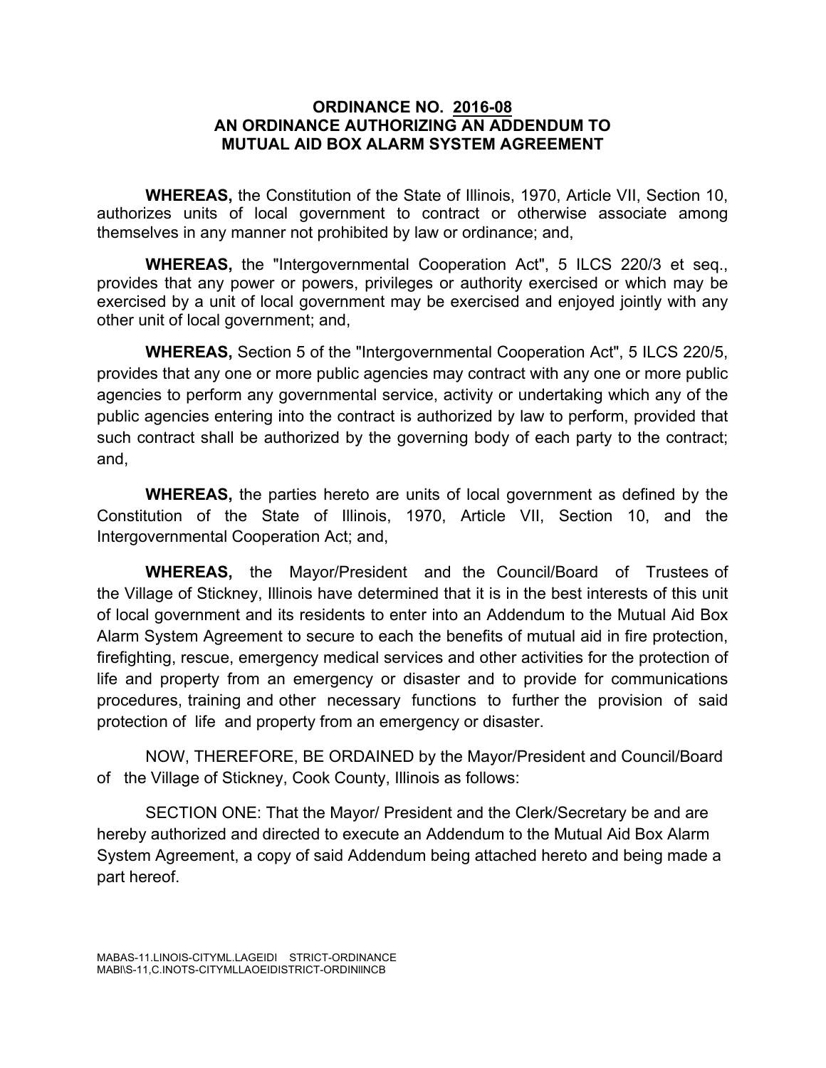# ORDINANCE NO. 2016-08
# AN ORDINANCE AUTHORIZING AN ADDENDUM TO MUTUAL AID BOX ALARM SYSTEM AGREEMENT

**WHEREAS,** the Constitution of the State of Illinois, 1970, Article VII, Section 10, authorizes units of local government to contract or otherwise associate among themselves in any manner not prohibited by law or ordinance; and,

**WHEREAS,** the "Intergovernmental Cooperation Act", 5 ILCS 220/3 et seq., provides that any power or powers, privileges or authority exercised or which may be exercised by a unit of local government may be exercised and enjoyed jointly with any other unit of local government; and,

**WHEREAS,** Section 5 of the "Intergovernmental Cooperation Act", 5 ILCS 220/5, provides that any one or more public agencies may contract with any one or more public agencies to perform any governmental service, activity or undertaking which any of the public agencies entering into the contract is authorized by law to perform, provided that such contract shall be authorized by the governing body of each party to the contract; and,

**WHEREAS,** the parties hereto are units of local government as defined by the Constitution of the State of Illinois, 1970, Article VII, Section 10, and the Intergovernmental Cooperation Act; and,

**WHEREAS,** the Mayor/President and the Council/Board of Trustees of the Village of Stickney, Illinois have determined that it is in the best interests of this unit of local government and its residents to enter into an Addendum to the Mutual Aid Box Alarm System Agreement to secure to each the benefits of mutual aid in fire protection, firefighting, rescue, emergency medical services and other activities for the protection of life and property from an emergency or disaster and to provide for communications procedures, training and other necessary functions to further the provision of said protection of life and property from an emergency or disaster.

NOW, THEREFORE, BE ORDAINED by the Mayor/President and Council/Board of the Village of Stickney, Cook County, Illinois as follows:

SECTION ONE: That the Mayor/ President and the Clerk/Secretary be and are hereby authorized and directed to execute an Addendum to the Mutual Aid Box Alarm System Agreement, a copy of said Addendum being attached hereto and being made a part hereof.

MABAS-11.LINOIS-CITYML.LAGEIDI STRICT-ORDINANCE
MABI\S-11,C.INOTS-CITYMLLAOEIDISTRICT-ORDINIINCB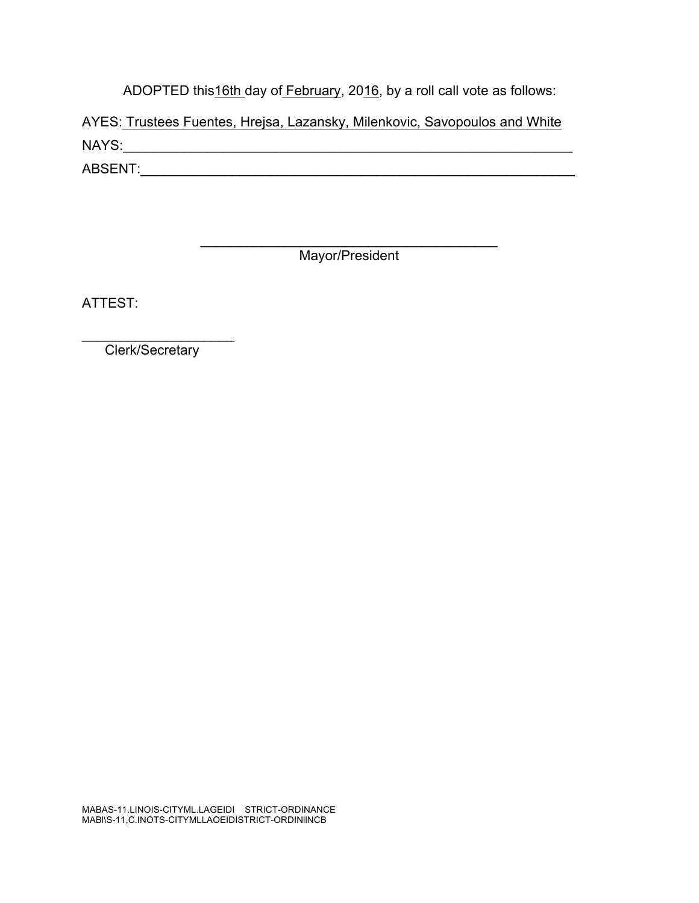ADOPTED this 16th day of February, 2016, by a roll call vote as follows:

AYES: Trustees Fuentes, Hrejsa, Lazansky, Milenkovic, Savopoulos and White

NAYS:\_\_\_\_\_\_\_\_\_\_\_\_\_\_\_\_\_\_\_\_\_\_\_\_\_\_\_\_\_\_\_\_\_\_\_\_\_\_\_\_\_\_\_\_\_\_\_\_\_\_\_\_\_\_\_\_\_\_\_\_

ABSENT:\_\_\_\_\_\_\_\_\_\_\_\_\_\_\_\_\_\_\_\_\_\_\_\_\_\_\_\_\_\_\_\_\_\_\_\_\_\_\_\_\_\_\_\_\_\_\_\_\_\_\_\_\_\_\_\_\_\_

\_\_\_\_\_\_\_\_\_\_\_\_\_\_\_\_\_\_\_\_\_\_\_\_\_\_\_\_\_\_\_\_\_\_\_\_\_\_\_\_
Mayor/President

ATTEST:

\_\_\_\_\_\_\_\_\_\_\_\_\_\_\_\_\_\_\_\_
Clerk/Secretary

MABAS-11.LINOIS-CITYML.LAGEIDI STRICT-ORDINANCE
MABI\S-11,C.INOTS-CITYMLLAOEIDISTRICT-ORDINIINCB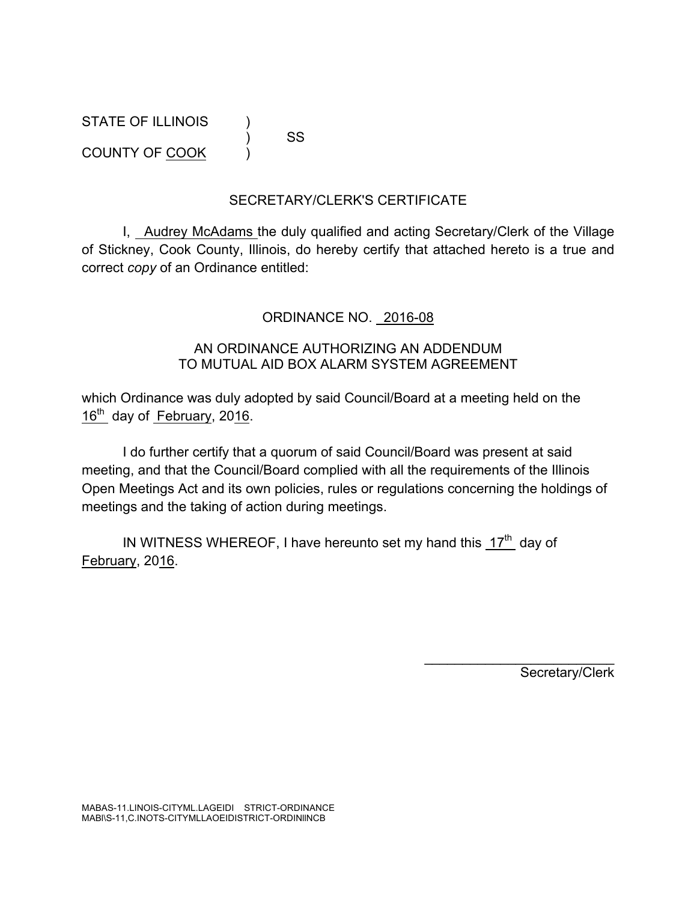STATE OF ILLINOIS )
) SS
COUNTY OF COOK )

## SECRETARY/CLERK'S CERTIFICATE

I, Audrey McAdams the duly qualified and acting Secretary/Clerk of the Village of Stickney, Cook County, Illinois, do hereby certify that attached hereto is a true and correct *copy* of an Ordinance entitled:

## ORDINANCE NO. 2016-08

## AN ORDINANCE AUTHORIZING AN ADDENDUM TO MUTUAL AID BOX ALARM SYSTEM AGREEMENT

which Ordinance was duly adopted by said Council/Board at a meeting held on the 16th day of February, 2016.

I do further certify that a quorum of said Council/Board was present at said meeting, and that the Council/Board complied with all the requirements of the Illinois Open Meetings Act and its own policies, rules or regulations concerning the holdings of meetings and the taking of action during meetings.

IN WITNESS WHEREOF, I have hereunto set my hand this 17th day of February, 2016.

___________________________
Secretary/Clerk

MABAS-11.LINOIS-CITYML.LAGEIDI STRICT-ORDINANCE
MABI\S-11,C.INOTS-CITYMLLAOEIDISTRICT-ORDINIINCB